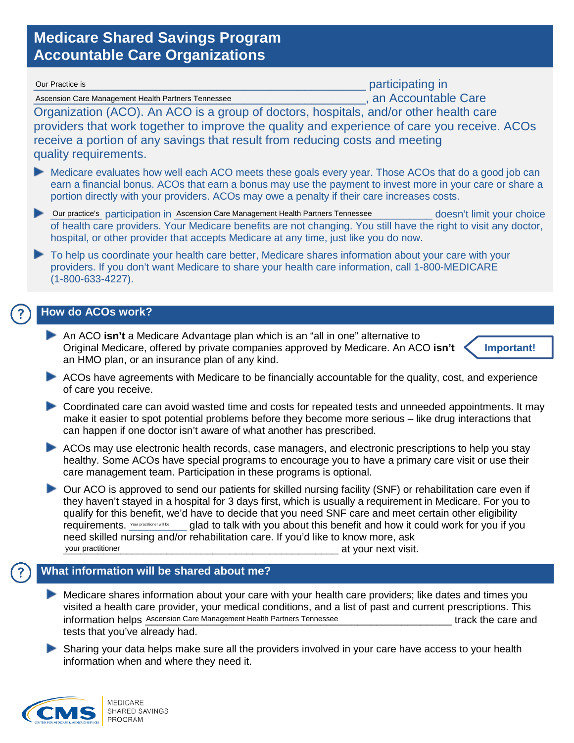# Medicare Shared Savings Program
# Accountable Care Organizations

Our Practice is participating in Ascension Care Management Health Partners Tennessee, an Accountable Care Organization (ACO). An ACO is a group of doctors, hospitals, and/or other health care providers that work together to improve the quality and experience of care you receive. ACOs receive a portion of any savings that result from reducing costs and meeting quality requirements.

- Medicare evaluates how well each ACO meets these goals every year. Those ACOs that do a good job can earn a financial bonus. ACOs that earn a bonus may use the payment to invest more in your care or share a portion directly with your providers. ACOs may owe a penalty if their care increases costs.
- Our practice's participation in Ascension Care Management Health Partners Tennessee doesn't limit your choice of health care providers. Your Medicare benefits are not changing. You still have the right to visit any doctor, hospital, or other provider that accepts Medicare at any time, just like you do now.
- To help us coordinate your health care better, Medicare shares information about your care with your providers. If you don't want Medicare to share your health care information, call 1-800-MEDICARE (1-800-633-4227).

## How do ACOs work?

- An ACO **isn't** a Medicare Advantage plan which is an "all in one" alternative to Original Medicare, offered by private companies approved by Medicare. An ACO **isn't** an HMO plan, or an insurance plan of any kind. **Important!**
- ACOs have agreements with Medicare to be financially accountable for the quality, cost, and experience of care you receive.
- Coordinated care can avoid wasted time and costs for repeated tests and unneeded appointments. It may make it easier to spot potential problems before they become more serious – like drug interactions that can happen if one doctor isn't aware of what another has prescribed.
- ACOs may use electronic health records, case managers, and electronic prescriptions to help you stay healthy. Some ACOs have special programs to encourage you to have a primary care visit or use their care management team. Participation in these programs is optional.
- Our ACO is approved to send our patients for skilled nursing facility (SNF) or rehabilitation care even if they haven't stayed in a hospital for 3 days first, which is usually a requirement in Medicare. For you to qualify for this benefit, we'd have to decide that you need SNF care and meet certain other eligibility requirements. Your practitioner will be glad to talk with you about this benefit and how it could work for you if you need skilled nursing and/or rehabilitation care. If you'd like to know more, ask your practitioner at your next visit.

## What information will be shared about me?

- Medicare shares information about your care with your health care providers; like dates and times you visited a health care provider, your medical conditions, and a list of past and current prescriptions. This information helps Ascension Care Management Health Partners Tennessee track the care and tests that you've already had.
- Sharing your data helps make sure all the providers involved in your care have access to your health information when and where they need it.

CMS — CENTERS FOR MEDICARE & MEDICAID SERVICES | MEDICARE SHARED SAVINGS PROGRAM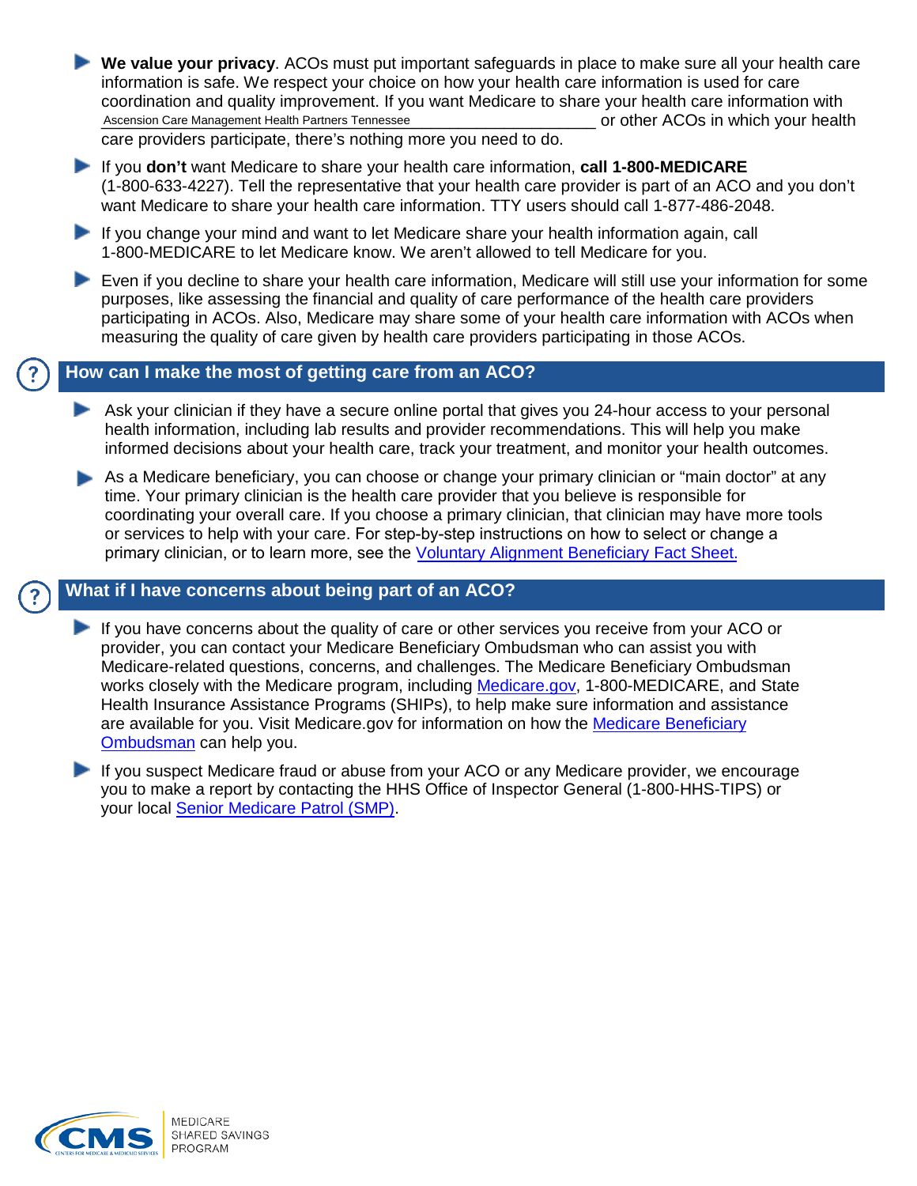- **We value your privacy**. ACOs must put important safeguards in place to make sure all your health care information is safe. We respect your choice on how your health care information is used for care coordination and quality improvement. If you want Medicare to share your health care information with Ascension Care Management Health Partners Tennessee or other ACOs in which your health care providers participate, there's nothing more you need to do.
- If you **don't** want Medicare to share your health care information, **call 1-800-MEDICARE** (1-800-633-4227). Tell the representative that your health care provider is part of an ACO and you don't want Medicare to share your health care information. TTY users should call 1-877-486-2048.
- If you change your mind and want to let Medicare share your health information again, call 1-800-MEDICARE to let Medicare know. We aren't allowed to tell Medicare for you.
- Even if you decline to share your health care information, Medicare will still use your information for some purposes, like assessing the financial and quality of care performance of the health care providers participating in ACOs. Also, Medicare may share some of your health care information with ACOs when measuring the quality of care given by health care providers participating in those ACOs.

## How can I make the most of getting care from an ACO?

- Ask your clinician if they have a secure online portal that gives you 24-hour access to your personal health information, including lab results and provider recommendations. This will help you make informed decisions about your health care, track your treatment, and monitor your health outcomes.
- As a Medicare beneficiary, you can choose or change your primary clinician or "main doctor" at any time. Your primary clinician is the health care provider that you believe is responsible for coordinating your overall care. If you choose a primary clinician, that clinician may have more tools or services to help with your care. For step-by-step instructions on how to select or change a primary clinician, or to learn more, see the Voluntary Alignment Beneficiary Fact Sheet.

## What if I have concerns about being part of an ACO?

- If you have concerns about the quality of care or other services you receive from your ACO or provider, you can contact your Medicare Beneficiary Ombudsman who can assist you with Medicare-related questions, concerns, and challenges. The Medicare Beneficiary Ombudsman works closely with the Medicare program, including Medicare.gov, 1-800-MEDICARE, and State Health Insurance Assistance Programs (SHIPs), to help make sure information and assistance are available for you. Visit Medicare.gov for information on how the Medicare Beneficiary Ombudsman can help you.
- If you suspect Medicare fraud or abuse from your ACO or any Medicare provider, we encourage you to make a report by contacting the HHS Office of Inspector General (1-800-HHS-TIPS) or your local Senior Medicare Patrol (SMP).

CMS CENTERS FOR MEDICARE & MEDICAID SERVICES | MEDICARE SHARED SAVINGS PROGRAM